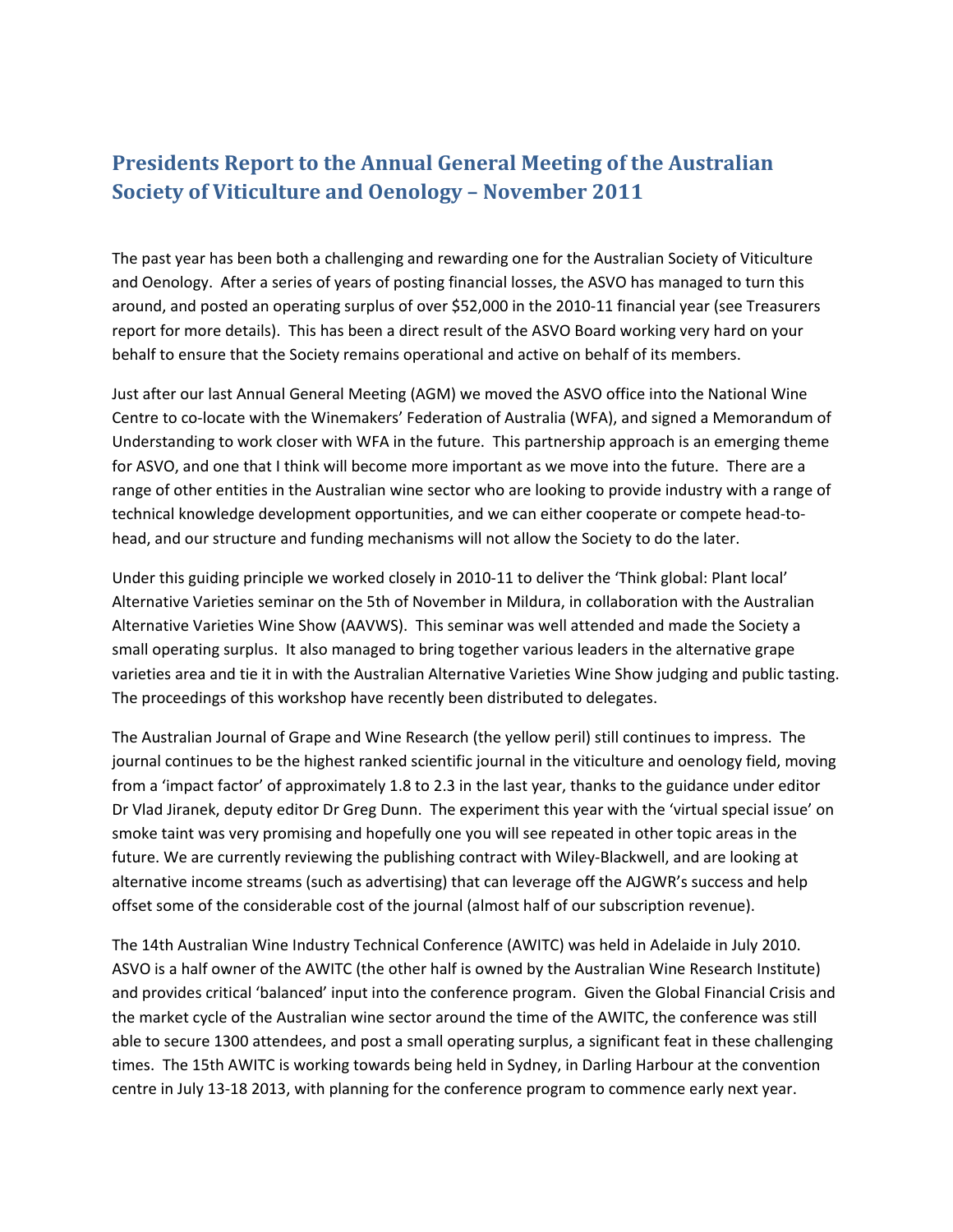# Presidents Report to the Annual General Meeting of the Australian Society of Viticulture and Oenology – November 2011

The past year has been both a challenging and rewarding one for the Australian Society of Viticulture and Oenology. After a series of years of posting financial losses, the ASVO has managed to turn this around, and posted an operating surplus of over $52,000 in the 2010-11 financial year (see Treasurers report for more details). This has been a direct result of the ASVO Board working very hard on your behalf to ensure that the Society remains operational and active on behalf of its members.

Just after our last Annual General Meeting (AGM) we moved the ASVO office into the National Wine Centre to co-locate with the Winemakers' Federation of Australia (WFA), and signed a Memorandum of Understanding to work closer with WFA in the future. This partnership approach is an emerging theme for ASVO, and one that I think will become more important as we move into the future. There are a range of other entities in the Australian wine sector who are looking to provide industry with a range of technical knowledge development opportunities, and we can either cooperate or compete head-to-head, and our structure and funding mechanisms will not allow the Society to do the later.

Under this guiding principle we worked closely in 2010-11 to deliver the 'Think global: Plant local' Alternative Varieties seminar on the 5th of November in Mildura, in collaboration with the Australian Alternative Varieties Wine Show (AAVWS). This seminar was well attended and made the Society a small operating surplus. It also managed to bring together various leaders in the alternative grape varieties area and tie it in with the Australian Alternative Varieties Wine Show judging and public tasting. The proceedings of this workshop have recently been distributed to delegates.

The Australian Journal of Grape and Wine Research (the yellow peril) still continues to impress. The journal continues to be the highest ranked scientific journal in the viticulture and oenology field, moving from a 'impact factor' of approximately 1.8 to 2.3 in the last year, thanks to the guidance under editor Dr Vlad Jiranek, deputy editor Dr Greg Dunn. The experiment this year with the 'virtual special issue' on smoke taint was very promising and hopefully one you will see repeated in other topic areas in the future. We are currently reviewing the publishing contract with Wiley-Blackwell, and are looking at alternative income streams (such as advertising) that can leverage off the AJGWR's success and help offset some of the considerable cost of the journal (almost half of our subscription revenue).

The 14th Australian Wine Industry Technical Conference (AWITC) was held in Adelaide in July 2010. ASVO is a half owner of the AWITC (the other half is owned by the Australian Wine Research Institute) and provides critical 'balanced' input into the conference program. Given the Global Financial Crisis and the market cycle of the Australian wine sector around the time of the AWITC, the conference was still able to secure 1300 attendees, and post a small operating surplus, a significant feat in these challenging times. The 15th AWITC is working towards being held in Sydney, in Darling Harbour at the convention centre in July 13-18 2013, with planning for the conference program to commence early next year.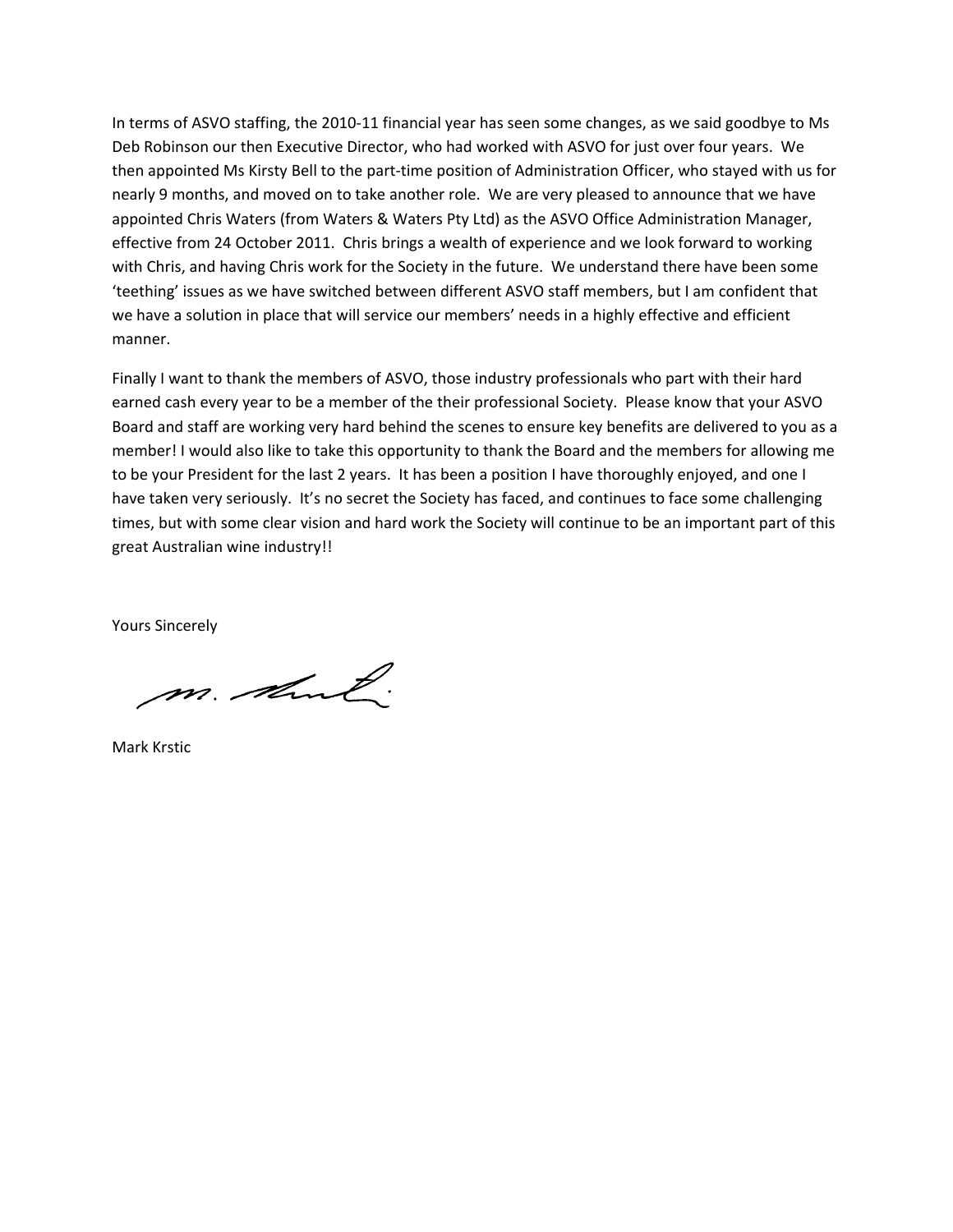In terms of ASVO staffing, the 2010-11 financial year has seen some changes, as we said goodbye to Ms Deb Robinson our then Executive Director, who had worked with ASVO for just over four years. We then appointed Ms Kirsty Bell to the part-time position of Administration Officer, who stayed with us for nearly 9 months, and moved on to take another role. We are very pleased to announce that we have appointed Chris Waters (from Waters & Waters Pty Ltd) as the ASVO Office Administration Manager, effective from 24 October 2011. Chris brings a wealth of experience and we look forward to working with Chris, and having Chris work for the Society in the future. We understand there have been some 'teething' issues as we have switched between different ASVO staff members, but I am confident that we have a solution in place that will service our members' needs in a highly effective and efficient manner.

Finally I want to thank the members of ASVO, those industry professionals who part with their hard earned cash every year to be a member of the their professional Society. Please know that your ASVO Board and staff are working very hard behind the scenes to ensure key benefits are delivered to you as a member! I would also like to take this opportunity to thank the Board and the members for allowing me to be your President for the last 2 years. It has been a position I have thoroughly enjoyed, and one I have taken very seriously. It's no secret the Society has faced, and continues to face some challenging times, but with some clear vision and hard work the Society will continue to be an important part of this great Australian wine industry!!

Yours Sincerely

Mark Krstic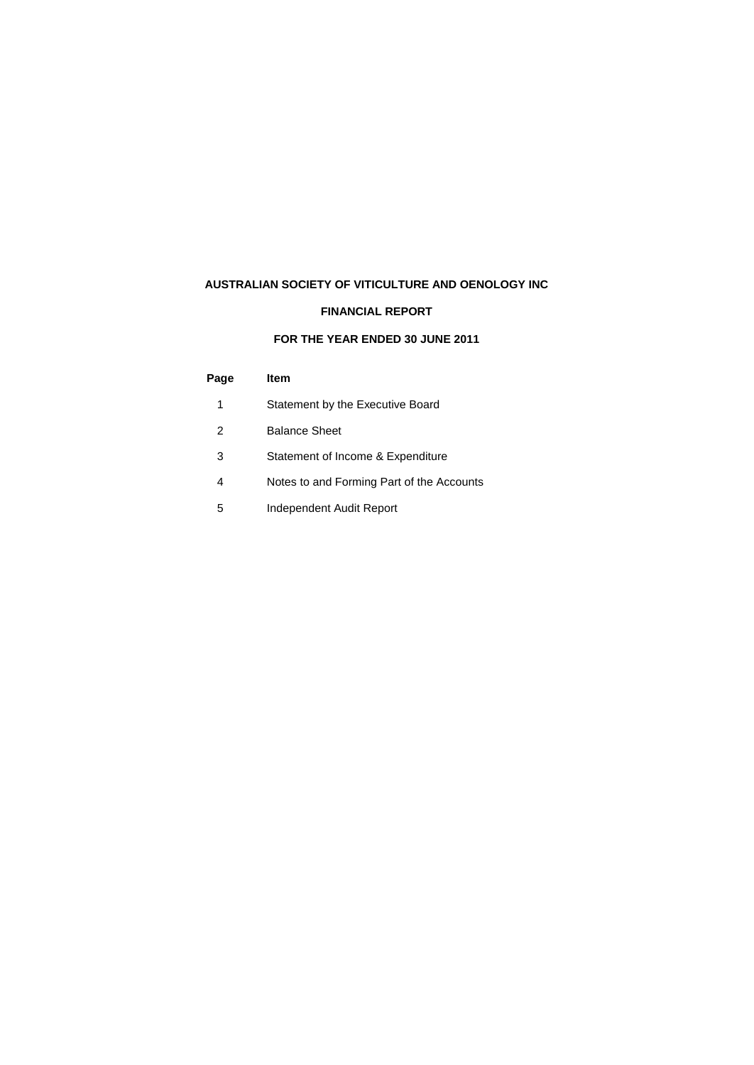**AUSTRALIAN SOCIETY OF VITICULTURE AND OENOLOGY INC**

**FINANCIAL REPORT**

**FOR THE YEAR ENDED 30 JUNE 2011**

| Page | Item |
|---|---|
| 1 | Statement by the Executive Board |
| 2 | Balance Sheet |
| 3 | Statement of Income & Expenditure |
| 4 | Notes to and Forming Part of the Accounts |
| 5 | Independent Audit Report |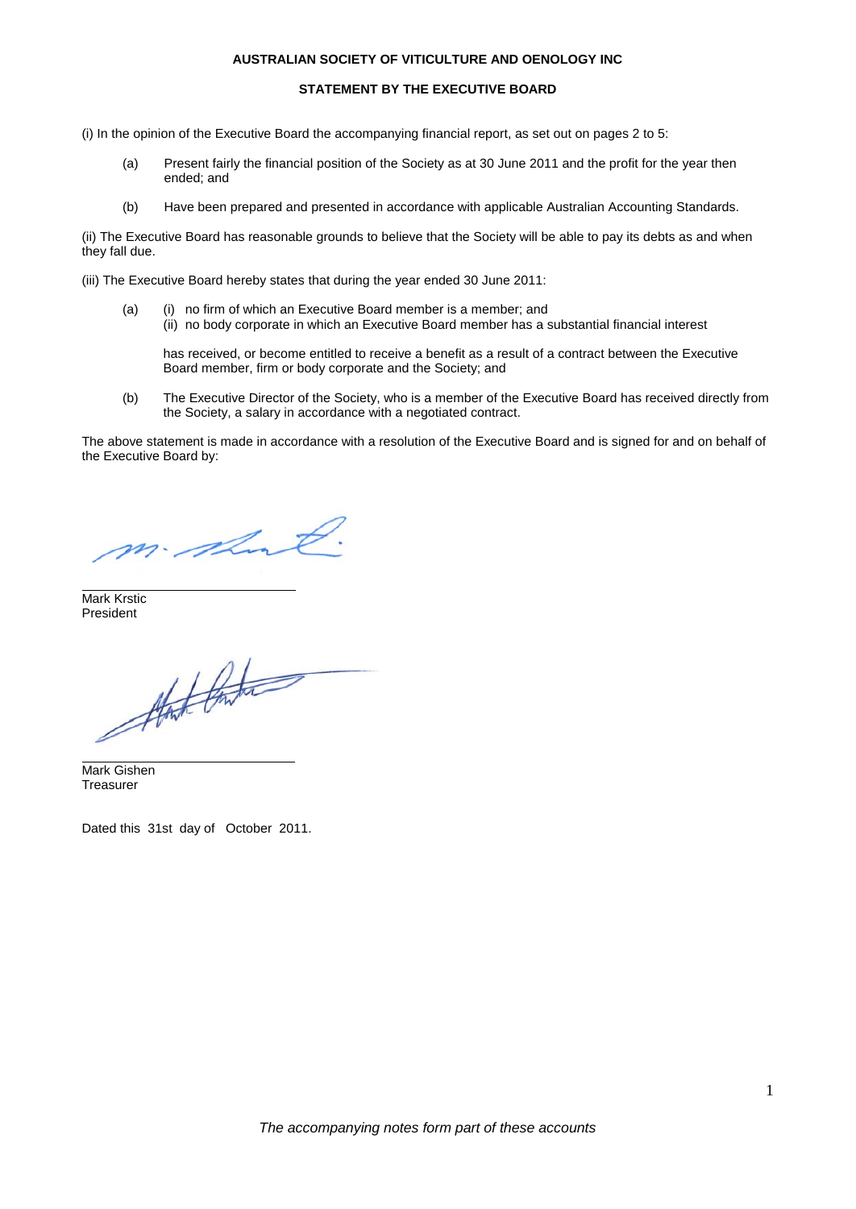**AUSTRALIAN SOCIETY OF VITICULTURE AND OENOLOGY INC**

**STATEMENT BY THE EXECUTIVE BOARD**

(i) In the opinion of the Executive Board the accompanying financial report, as set out on pages 2 to 5:

(a) Present fairly the financial position of the Society as at 30 June 2011 and the profit for the year then ended; and

(b) Have been prepared and presented in accordance with applicable Australian Accounting Standards.

(ii) The Executive Board has reasonable grounds to believe that the Society will be able to pay its debts as and when they fall due.

(iii) The Executive Board hereby states that during the year ended 30 June 2011:

(a) (i) no firm of which an Executive Board member is a member; and
(ii) no body corporate in which an Executive Board member has a substantial financial interest

has received, or become entitled to receive a benefit as a result of a contract between the Executive Board member, firm or body corporate and the Society; and

(b) The Executive Director of the Society, who is a member of the Executive Board has received directly from the Society, a salary in accordance with a negotiated contract.

The above statement is made in accordance with a resolution of the Executive Board and is signed for and on behalf of the Executive Board by:

Mark Krstic
President

Mark Gishen
Treasurer

Dated this 31st day of October 2011.

*The accompanying notes form part of these accounts*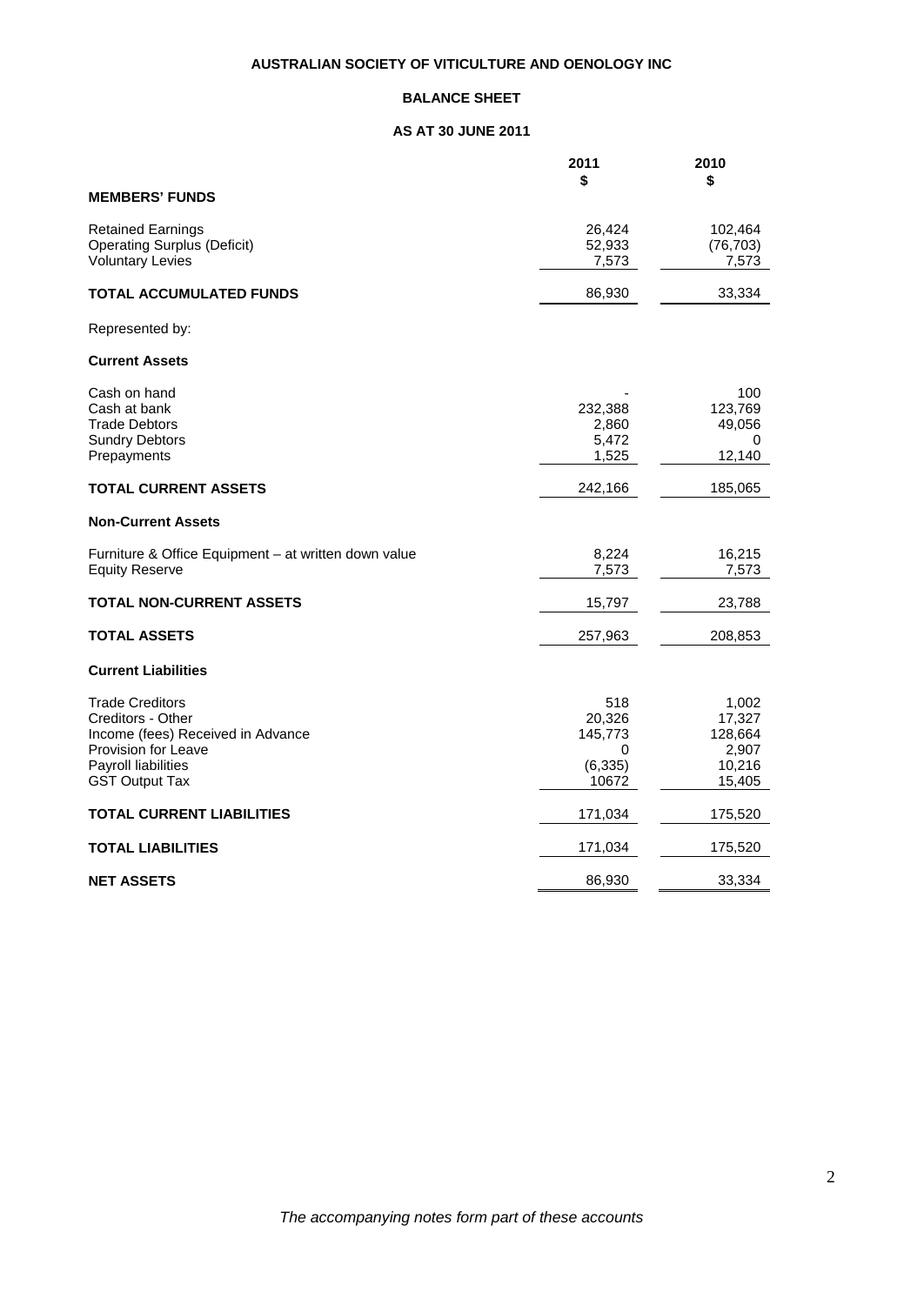# AUSTRALIAN SOCIETY OF VITICULTURE AND OENOLOGY INC

## BALANCE SHEET

### AS AT 30 JUNE 2011

| | 2011 $ | 2010 $ |
|---|---|---|
| **MEMBERS' FUNDS** | | |
| Retained Earnings | 26,424 | 102,464 |
| Operating Surplus (Deficit) | 52,933 | (76,703) |
| Voluntary Levies | 7,573 | 7,573 |
| **TOTAL ACCUMULATED FUNDS** | 86,930 | 33,334 |
| Represented by: | | |
| **Current Assets** | | |
| Cash on hand | - | 100 |
| Cash at bank | 232,388 | 123,769 |
| Trade Debtors | 2,860 | 49,056 |
| Sundry Debtors | 5,472 | 0 |
| Prepayments | 1,525 | 12,140 |
| **TOTAL CURRENT ASSETS** | 242,166 | 185,065 |
| **Non-Current Assets** | | |
| Furniture & Office Equipment – at written down value | 8,224 | 16,215 |
| Equity Reserve | 7,573 | 7,573 |
| **TOTAL NON-CURRENT ASSETS** | 15,797 | 23,788 |
| **TOTAL ASSETS** | 257,963 | 208,853 |
| **Current Liabilities** | | |
| Trade Creditors | 518 | 1,002 |
| Creditors - Other | 20,326 | 17,327 |
| Income (fees) Received in Advance | 145,773 | 128,664 |
| Provision for Leave | 0 | 2,907 |
| Payroll liabilities | (6,335) | 10,216 |
| GST Output Tax | 10672 | 15,405 |
| **TOTAL CURRENT LIABILITIES** | 171,034 | 175,520 |
| **TOTAL LIABILITIES** | 171,034 | 175,520 |
| **NET ASSETS** | 86,930 | 33,334 |

*The accompanying notes form part of these accounts*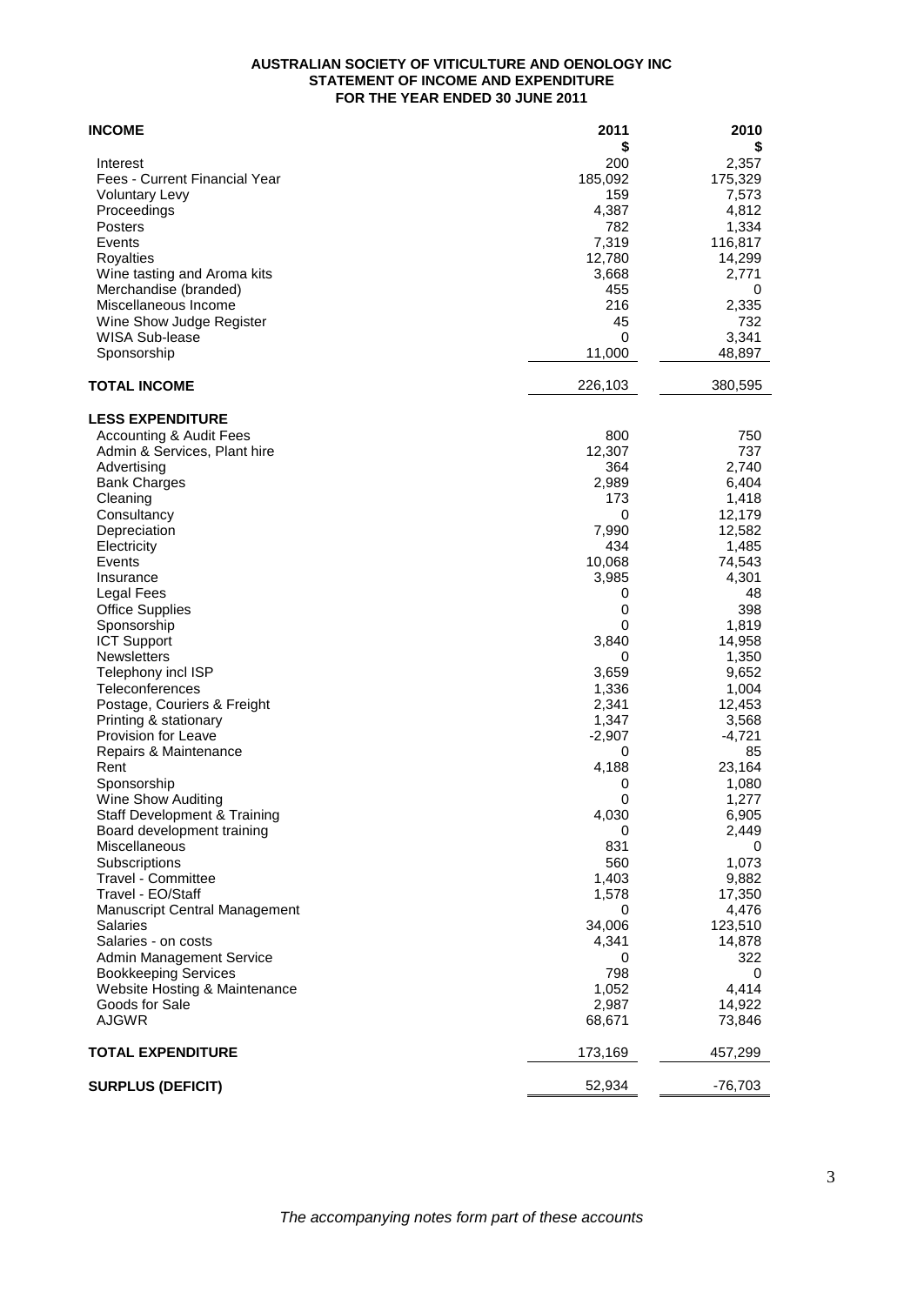**AUSTRALIAN SOCIETY OF VITICULTURE AND OENOLOGY INC**
**STATEMENT OF INCOME AND EXPENDITURE**
**FOR THE YEAR ENDED 30 JUNE 2011**

| **INCOME** | **2011** | **2010** |
|---|---|---|
| | **$** | **$** |
| Interest | 200 | 2,357 |
| Fees - Current Financial Year | 185,092 | 175,329 |
| Voluntary Levy | 159 | 7,573 |
| Proceedings | 4,387 | 4,812 |
| Posters | 782 | 1,334 |
| Events | 7,319 | 116,817 |
| Royalties | 12,780 | 14,299 |
| Wine tasting and Aroma kits | 3,668 | 2,771 |
| Merchandise (branded) | 455 | 0 |
| Miscellaneous Income | 216 | 2,335 |
| Wine Show Judge Register | 45 | 732 |
| WISA Sub-lease | 0 | 3,341 |
| Sponsorship | 11,000 | 48,897 |
| **TOTAL INCOME** | 226,103 | 380,595 |
| | | |
| **LESS EXPENDITURE** | | |
| Accounting & Audit Fees | 800 | 750 |
| Admin & Services, Plant hire | 12,307 | 737 |
| Advertising | 364 | 2,740 |
| Bank Charges | 2,989 | 6,404 |
| Cleaning | 173 | 1,418 |
| Consultancy | 0 | 12,179 |
| Depreciation | 7,990 | 12,582 |
| Electricity | 434 | 1,485 |
| Events | 10,068 | 74,543 |
| Insurance | 3,985 | 4,301 |
| Legal Fees | 0 | 48 |
| Office Supplies | 0 | 398 |
| Sponsorship | 0 | 1,819 |
| ICT Support | 3,840 | 14,958 |
| Newsletters | 0 | 1,350 |
| Telephony incl ISP | 3,659 | 9,652 |
| Teleconferences | 1,336 | 1,004 |
| Postage, Couriers & Freight | 2,341 | 12,453 |
| Printing & stationary | 1,347 | 3,568 |
| Provision for Leave | -2,907 | -4,721 |
| Repairs & Maintenance | 0 | 85 |
| Rent | 4,188 | 23,164 |
| Sponsorship | 0 | 1,080 |
| Wine Show Auditing | 0 | 1,277 |
| Staff Development & Training | 4,030 | 6,905 |
| Board development training | 0 | 2,449 |
| Miscellaneous | 831 | 0 |
| Subscriptions | 560 | 1,073 |
| Travel - Committee | 1,403 | 9,882 |
| Travel - EO/Staff | 1,578 | 17,350 |
| Manuscript Central Management | 0 | 4,476 |
| Salaries | 34,006 | 123,510 |
| Salaries - on costs | 4,341 | 14,878 |
| Admin Management Service | 0 | 322 |
| Bookkeeping Services | 798 | 0 |
| Website Hosting & Maintenance | 1,052 | 4,414 |
| Goods for Sale | 2,987 | 14,922 |
| AJGWR | 68,671 | 73,846 |
| **TOTAL EXPENDITURE** | 173,169 | 457,299 |
| **SURPLUS (DEFICIT)** | 52,934 | -76,703 |

*The accompanying notes form part of these accounts*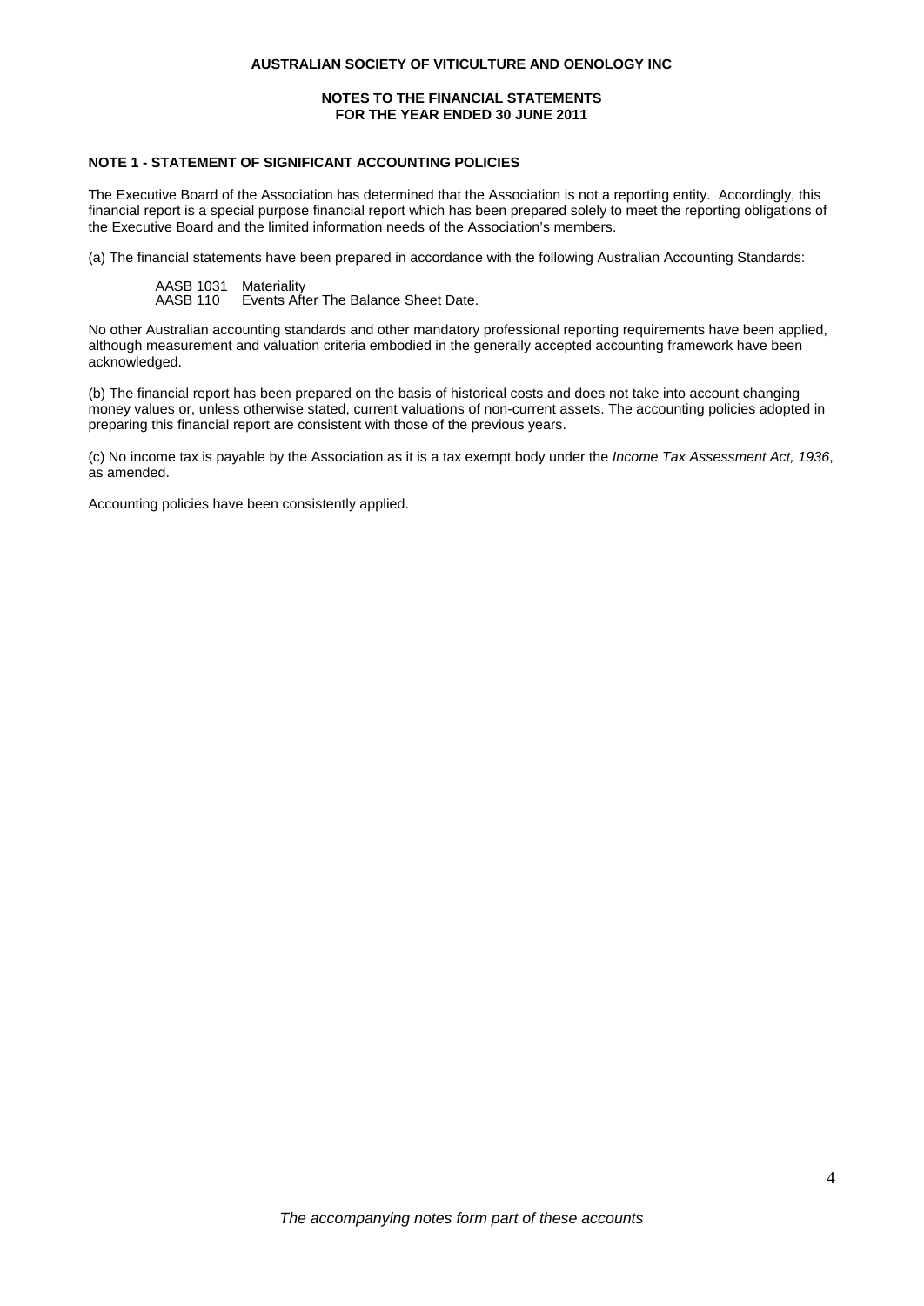# AUSTRALIAN SOCIETY OF VITICULTURE AND OENOLOGY INC

## NOTES TO THE FINANCIAL STATEMENTS
## FOR THE YEAR ENDED 30 JUNE 2011

### NOTE 1 - STATEMENT OF SIGNIFICANT ACCOUNTING POLICIES

The Executive Board of the Association has determined that the Association is not a reporting entity. Accordingly, this financial report is a special purpose financial report which has been prepared solely to meet the reporting obligations of the Executive Board and the limited information needs of the Association's members.

(a) The financial statements have been prepared in accordance with the following Australian Accounting Standards:

AASB 1031 Materiality
AASB 110 Events After The Balance Sheet Date.

No other Australian accounting standards and other mandatory professional reporting requirements have been applied, although measurement and valuation criteria embodied in the generally accepted accounting framework have been acknowledged.

(b) The financial report has been prepared on the basis of historical costs and does not take into account changing money values or, unless otherwise stated, current valuations of non-current assets. The accounting policies adopted in preparing this financial report are consistent with those of the previous years.

(c) No income tax is payable by the Association as it is a tax exempt body under the *Income Tax Assessment Act, 1936*, as amended.

Accounting policies have been consistently applied.

*The accompanying notes form part of these accounts*